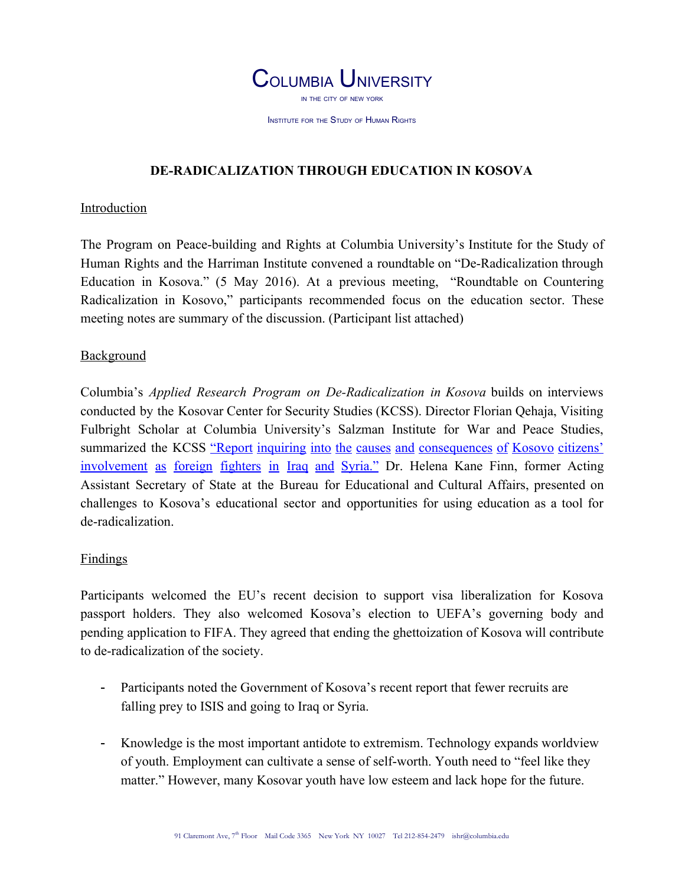# COLUMBIA UNIVERSITY

IN THE CITY OF NEW YORK

INSTITUTE FOR THE STUDY OF HUMAN RIGHTS

## DE-RADICALIZATION THROUGH EDUCATION IN KOSOVA

### Introduction

The Program on Peace-building and Rights at Columbia University's Institute for the Study of Human Rights and the Harriman Institute convened a roundtable on "De-Radicalization through Education in Kosova." (5 May 2016). At a previous meeting, "Roundtable on Countering Radicalization in Kosovo," participants recommended focus on the education sector. These meeting notes are summary of the discussion. (Participant list attached)

### Background

Columbia's *Applied Research Program on De-Radicalization in Kosova* builds on interviews conducted by the Kosovar Center for Security Studies (KCSS). Director Florian Qehaja, Visiting Fulbright Scholar at Columbia University's Salzman Institute for War and Peace Studies, summarized the KCSS "Report inquiring into the causes and consequences of Kosovo citizens' involvement as foreign fighters in Iraq and Syria." Dr. Helena Kane Finn, former Acting Assistant Secretary of State at the Bureau for Educational and Cultural Affairs, presented on challenges to Kosova's educational sector and opportunities for using education as a tool for de-radicalization.

### Findings

Participants welcomed the EU's recent decision to support visa liberalization for Kosova passport holders. They also welcomed Kosova's election to UEFA's governing body and pending application to FIFA. They agreed that ending the ghettoization of Kosova will contribute to de-radicalization of the society.

- Participants noted the Government of Kosova's recent report that fewer recruits are falling prey to ISIS and going to Iraq or Syria.

- Knowledge is the most important antidote to extremism. Technology expands worldview of youth. Employment can cultivate a sense of self-worth. Youth need to "feel like they matter." However, many Kosovar youth have low esteem and lack hope for the future.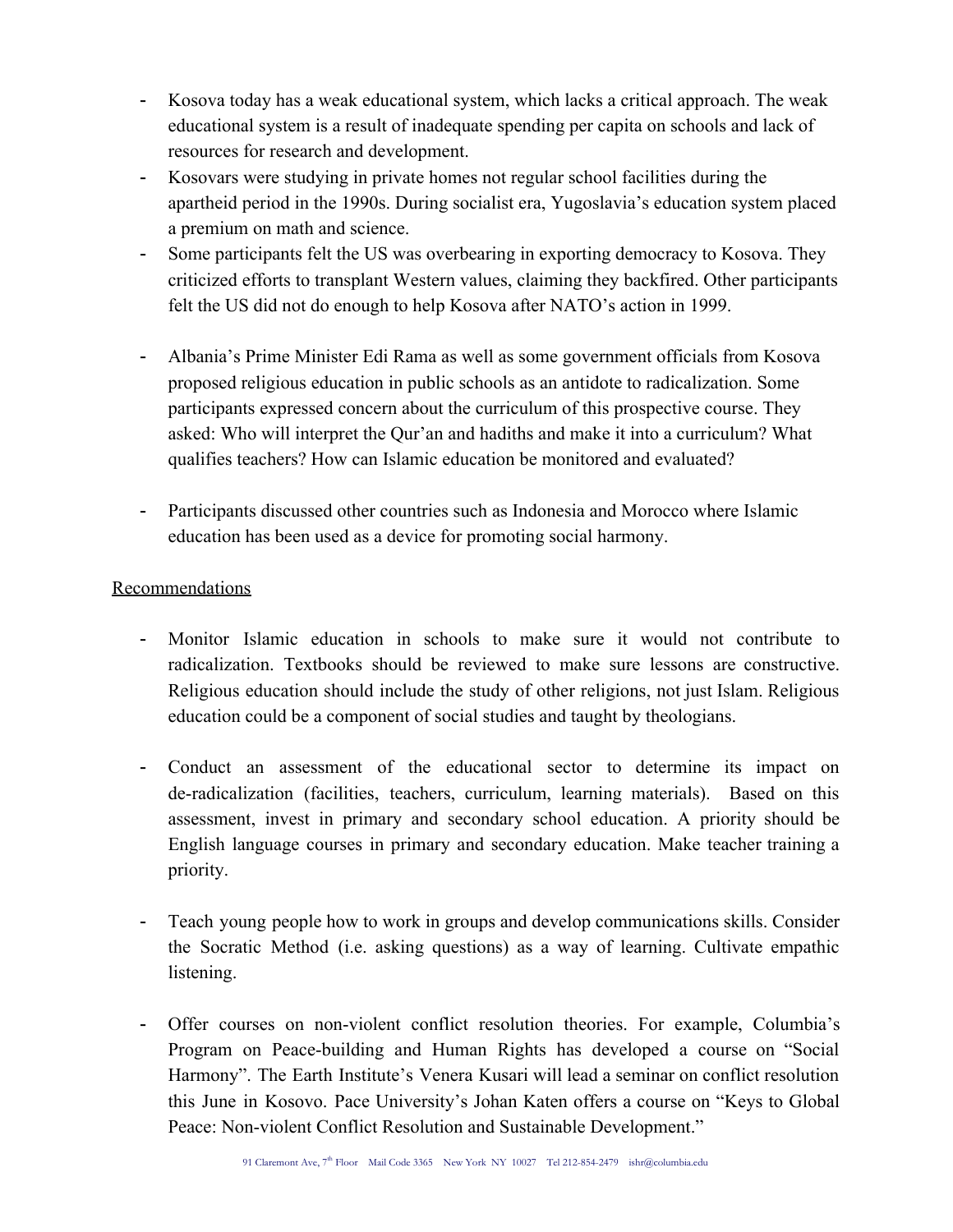- Kosova today has a weak educational system, which lacks a critical approach. The weak educational system is a result of inadequate spending per capita on schools and lack of resources for research and development.
- Kosovars were studying in private homes not regular school facilities during the apartheid period in the 1990s. During socialist era, Yugoslavia's education system placed a premium on math and science.
- Some participants felt the US was overbearing in exporting democracy to Kosova. They criticized efforts to transplant Western values, claiming they backfired. Other participants felt the US did not do enough to help Kosova after NATO's action in 1999.
- Albania's Prime Minister Edi Rama as well as some government officials from Kosova proposed religious education in public schools as an antidote to radicalization. Some participants expressed concern about the curriculum of this prospective course. They asked: Who will interpret the Qur'an and hadiths and make it into a curriculum? What qualifies teachers? How can Islamic education be monitored and evaluated?
- Participants discussed other countries such as Indonesia and Morocco where Islamic education has been used as a device for promoting social harmony.

<u>Recommendations</u>

- Monitor Islamic education in schools to make sure it would not contribute to radicalization. Textbooks should be reviewed to make sure lessons are constructive. Religious education should include the study of other religions, not just Islam. Religious education could be a component of social studies and taught by theologians.
- Conduct an assessment of the educational sector to determine its impact on de-radicalization (facilities, teachers, curriculum, learning materials). Based on this assessment, invest in primary and secondary school education. A priority should be English language courses in primary and secondary education. Make teacher training a priority.
- Teach young people how to work in groups and develop communications skills. Consider the Socratic Method (i.e. asking questions) as a way of learning. Cultivate empathic listening.
- Offer courses on non-violent conflict resolution theories. For example, Columbia's Program on Peace-building and Human Rights has developed a course on "Social Harmony". The Earth Institute's Venera Kusari will lead a seminar on conflict resolution this June in Kosovo. Pace University's Johan Katen offers a course on "Keys to Global Peace: Non-violent Conflict Resolution and Sustainable Development."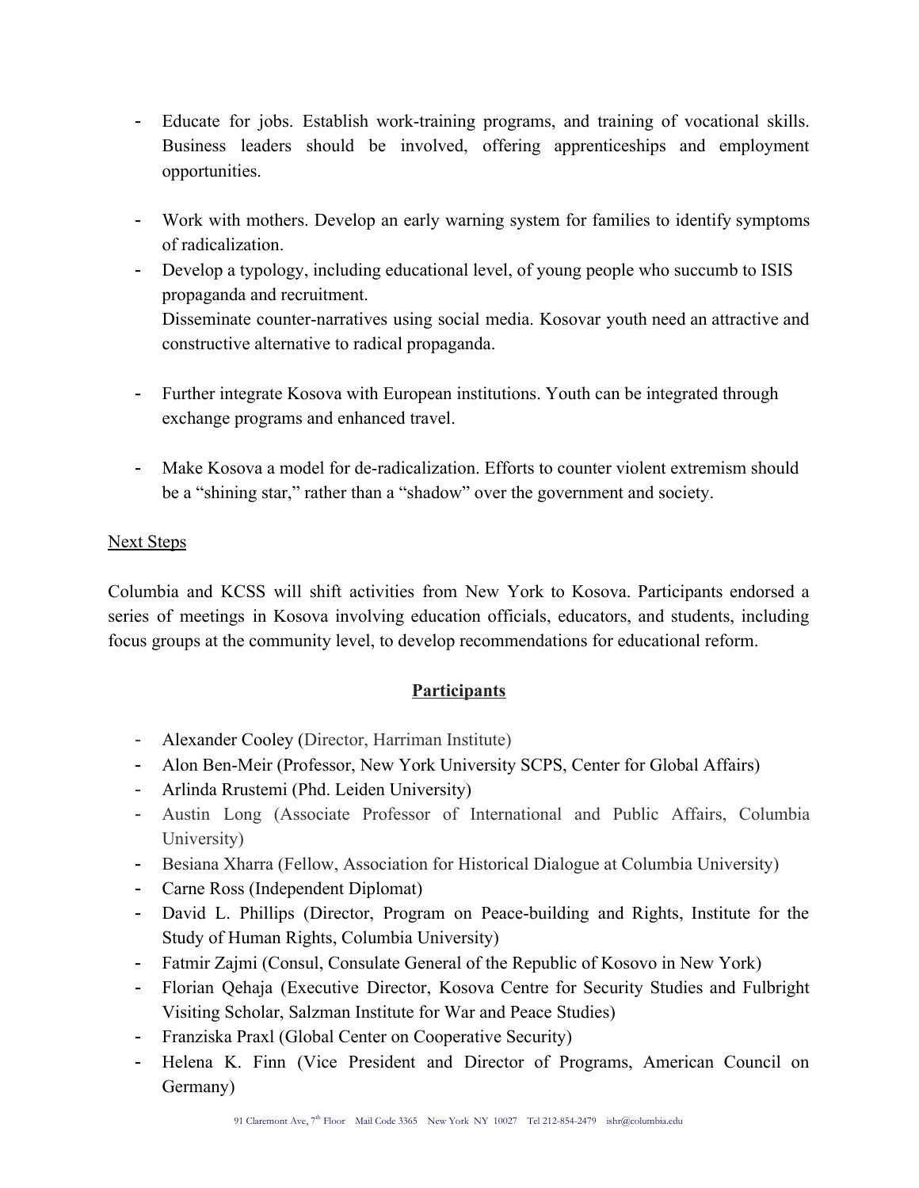- Educate for jobs. Establish work-training programs, and training of vocational skills. Business leaders should be involved, offering apprenticeships and employment opportunities.

- Work with mothers. Develop an early warning system for families to identify symptoms of radicalization.
- Develop a typology, including educational level, of young people who succumb to ISIS propaganda and recruitment.
  Disseminate counter-narratives using social media. Kosovar youth need an attractive and constructive alternative to radical propaganda.

- Further integrate Kosova with European institutions. Youth can be integrated through exchange programs and enhanced travel.

- Make Kosova a model for de-radicalization. Efforts to counter violent extremism should be a "shining star," rather than a "shadow" over the government and society.

Next Steps

Columbia and KCSS will shift activities from New York to Kosova. Participants endorsed a series of meetings in Kosova involving education officials, educators, and students, including focus groups at the community level, to develop recommendations for educational reform.

**Participants**

- Alexander Cooley (Director, Harriman Institute)
- Alon Ben-Meir (Professor, New York University SCPS, Center for Global Affairs)
- Arlinda Rrustemi (Phd. Leiden University)
- Austin Long (Associate Professor of International and Public Affairs, Columbia University)
- Besiana Xharra (Fellow, Association for Historical Dialogue at Columbia University)
- Carne Ross (Independent Diplomat)
- David L. Phillips (Director, Program on Peace-building and Rights, Institute for the Study of Human Rights, Columbia University)
- Fatmir Zajmi (Consul, Consulate General of the Republic of Kosovo in New York)
- Florian Qehaja (Executive Director, Kosova Centre for Security Studies and Fulbright Visiting Scholar, Salzman Institute for War and Peace Studies)
- Franziska Praxl (Global Center on Cooperative Security)
- Helena K. Finn (Vice President and Director of Programs, American Council on Germany)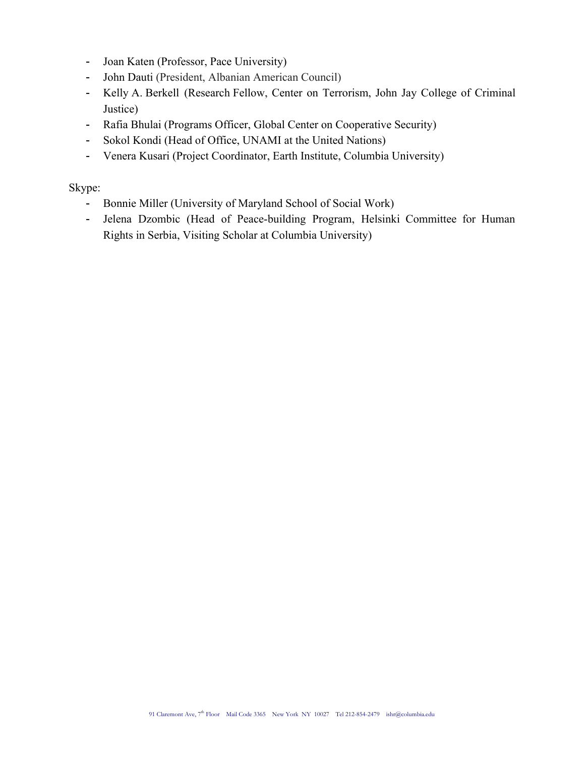- Joan Katen (Professor, Pace University)
- John Dauti (President, Albanian American Council)
- Kelly A. Berkell (Research Fellow, Center on Terrorism, John Jay College of Criminal Justice)
- Rafia Bhulai (Programs Officer, Global Center on Cooperative Security)
- Sokol Kondi (Head of Office, UNAMI at the United Nations)
- Venera Kusari (Project Coordinator, Earth Institute, Columbia University)

Skype:

- Bonnie Miller (University of Maryland School of Social Work)
- Jelena Dzombic (Head of Peace-building Program, Helsinki Committee for Human Rights in Serbia, Visiting Scholar at Columbia University)